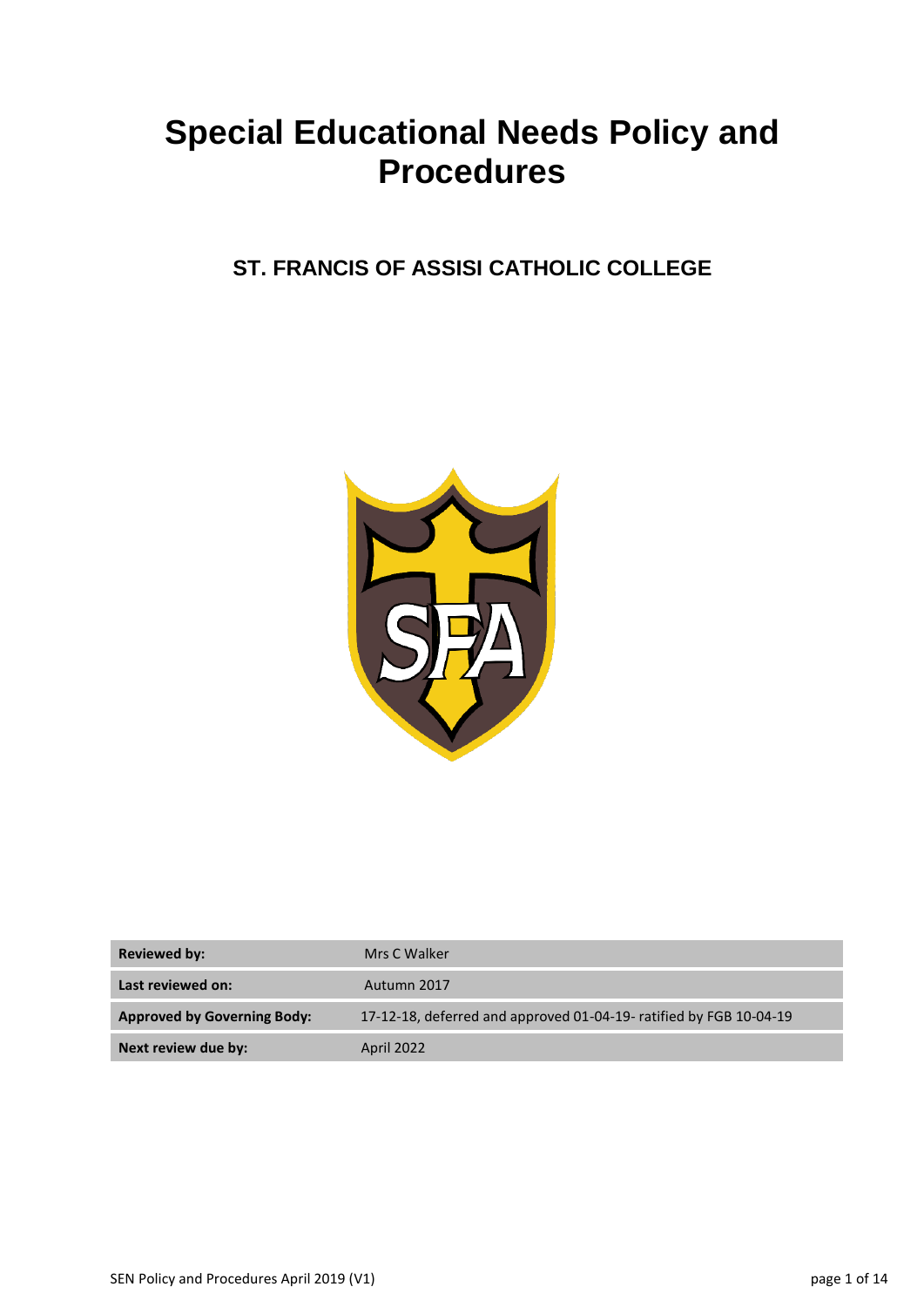# Special Educational Needs Policy and Procedures

## ST. FRANCIS OF ASSISI CATHOLIC COLLEGE

| | |
|---|---|
| **Reviewed by:** | Mrs C Walker |
| **Last reviewed on:** | Autumn 2017 |
| **Approved by Governing Body:** | 17-12-18, deferred and approved 01-04-19- ratified by FGB 10-04-19 |
| **Next review due by:** | April 2022 |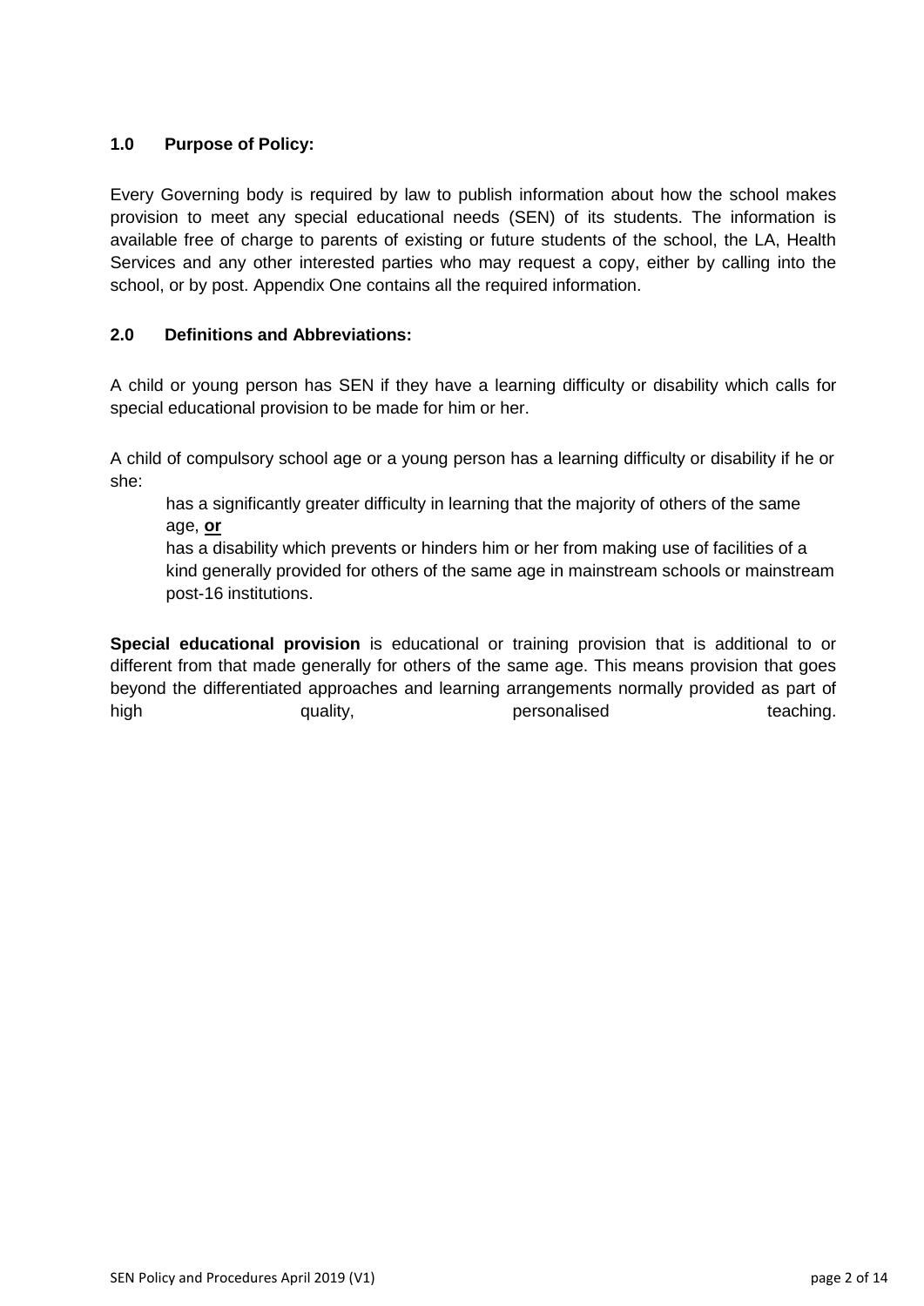## 1.0 Purpose of Policy:

Every Governing body is required by law to publish information about how the school makes provision to meet any special educational needs (SEN) of its students. The information is available free of charge to parents of existing or future students of the school, the LA, Health Services and any other interested parties who may request a copy, either by calling into the school, or by post. Appendix One contains all the required information.

## 2.0 Definitions and Abbreviations:

A child or young person has SEN if they have a learning difficulty or disability which calls for special educational provision to be made for him or her.

A child of compulsory school age or a young person has a learning difficulty or disability if he or she:

- has a significantly greater difficulty in learning that the majority of others of the same age, **<u>or</u>**
- has a disability which prevents or hinders him or her from making use of facilities of a kind generally provided for others of the same age in mainstream schools or mainstream post-16 institutions.

**Special educational provision** is educational or training provision that is additional to or different from that made generally for others of the same age. This means provision that goes beyond the differentiated approaches and learning arrangements normally provided as part of high quality, personalised teaching.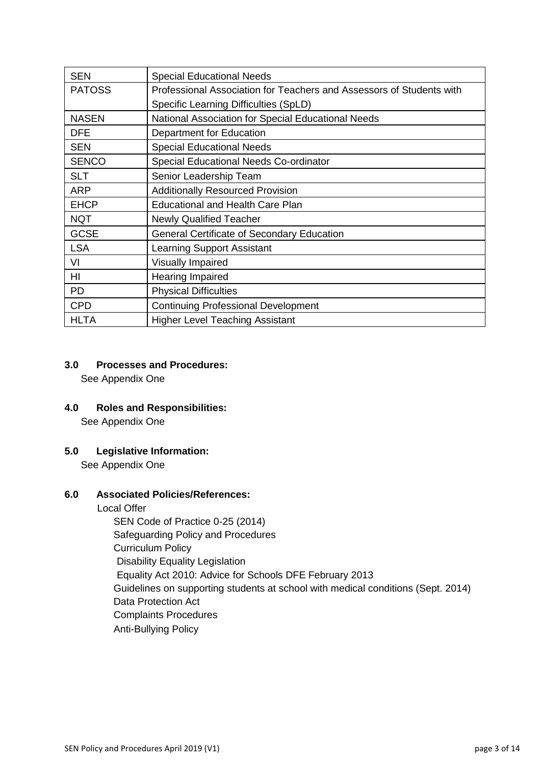| SEN | Special Educational Needs |
|---|---|
| PATOSS | Professional Association for Teachers and Assessors of Students with Specific Learning Difficulties (SpLD) |
| NASEN | National Association for Special Educational Needs |
| DFE | Department for Education |
| SEN | Special Educational Needs |
| SENCO | Special Educational Needs Co-ordinator |
| SLT | Senior Leadership Team |
| ARP | Additionally Resourced Provision |
| EHCP | Educational and Health Care Plan |
| NQT | Newly Qualified Teacher |
| GCSE | General Certificate of Secondary Education |
| LSA | Learning Support Assistant |
| VI | Visually Impaired |
| HI | Hearing Impaired |
| PD | Physical Difficulties |
| CPD | Continuing Professional Development |
| HLTA | Higher Level Teaching Assistant |

**3.0 Processes and Procedures:**

See Appendix One

**4.0 Roles and Responsibilities:**

See Appendix One

**5.0 Legislative Information:**

See Appendix One

**6.0 Associated Policies/References:**

Local Offer
SEN Code of Practice 0-25 (2014)
Safeguarding Policy and Procedures
Curriculum Policy
Disability Equality Legislation
Equality Act 2010: Advice for Schools DFE February 2013
Guidelines on supporting students at school with medical conditions (Sept. 2014)
Data Protection Act
Complaints Procedures
Anti-Bullying Policy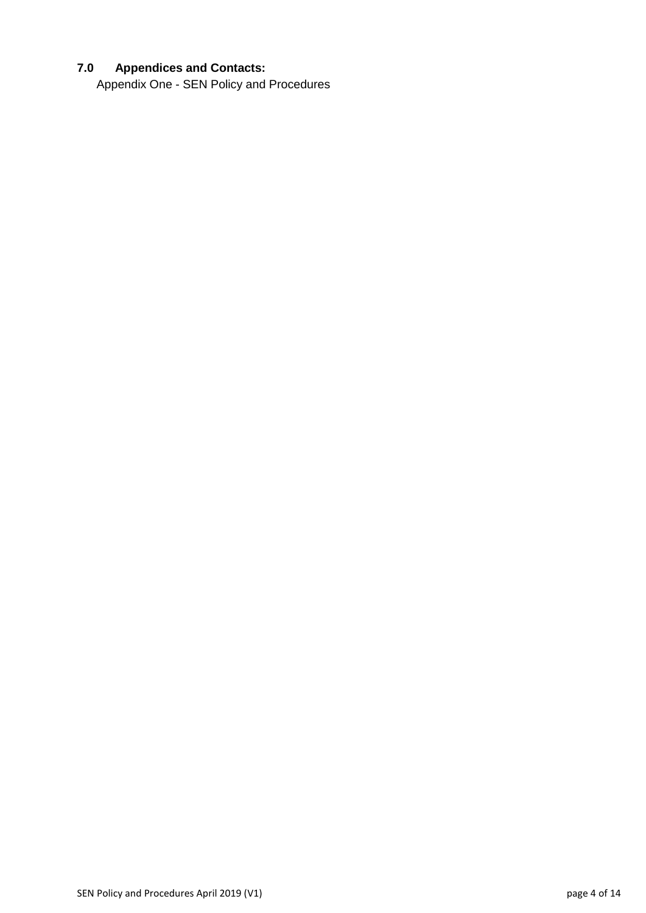## 7.0 Appendices and Contacts:

Appendix One - SEN Policy and Procedures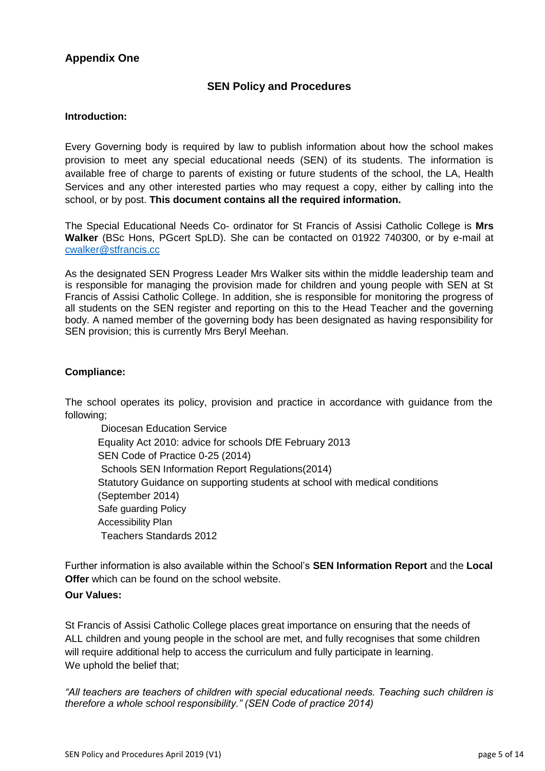## Appendix One

### SEN Policy and Procedures

**Introduction:**

Every Governing body is required by law to publish information about how the school makes provision to meet any special educational needs (SEN) of its students. The information is available free of charge to parents of existing or future students of the school, the LA, Health Services and any other interested parties who may request a copy, either by calling into the school, or by post. **This document contains all the required information.**

The Special Educational Needs Co- ordinator for St Francis of Assisi Catholic College is **Mrs Walker** (BSc Hons, PGcert SpLD). She can be contacted on 01922 740300, or by e-mail at cwalker@stfrancis.cc

As the designated SEN Progress Leader Mrs Walker sits within the middle leadership team and is responsible for managing the provision made for children and young people with SEN at St Francis of Assisi Catholic College. In addition, she is responsible for monitoring the progress of all students on the SEN register and reporting on this to the Head Teacher and the governing body. A named member of the governing body has been designated as having responsibility for SEN provision; this is currently Mrs Beryl Meehan.

**Compliance:**

The school operates its policy, provision and practice in accordance with guidance from the following;

- Diocesan Education Service
- Equality Act 2010: advice for schools DfE February 2013
- SEN Code of Practice 0-25 (2014)
- Schools SEN Information Report Regulations(2014)
- Statutory Guidance on supporting students at school with medical conditions (September 2014)
- Safe guarding Policy
- Accessibility Plan
- Teachers Standards 2012

Further information is also available within the School's **SEN Information Report** and the **Local Offer** which can be found on the school website.

**Our Values:**

St Francis of Assisi Catholic College places great importance on ensuring that the needs of ALL children and young people in the school are met, and fully recognises that some children will require additional help to access the curriculum and fully participate in learning. We uphold the belief that;

*"All teachers are teachers of children with special educational needs. Teaching such children is therefore a whole school responsibility." (SEN Code of practice 2014)*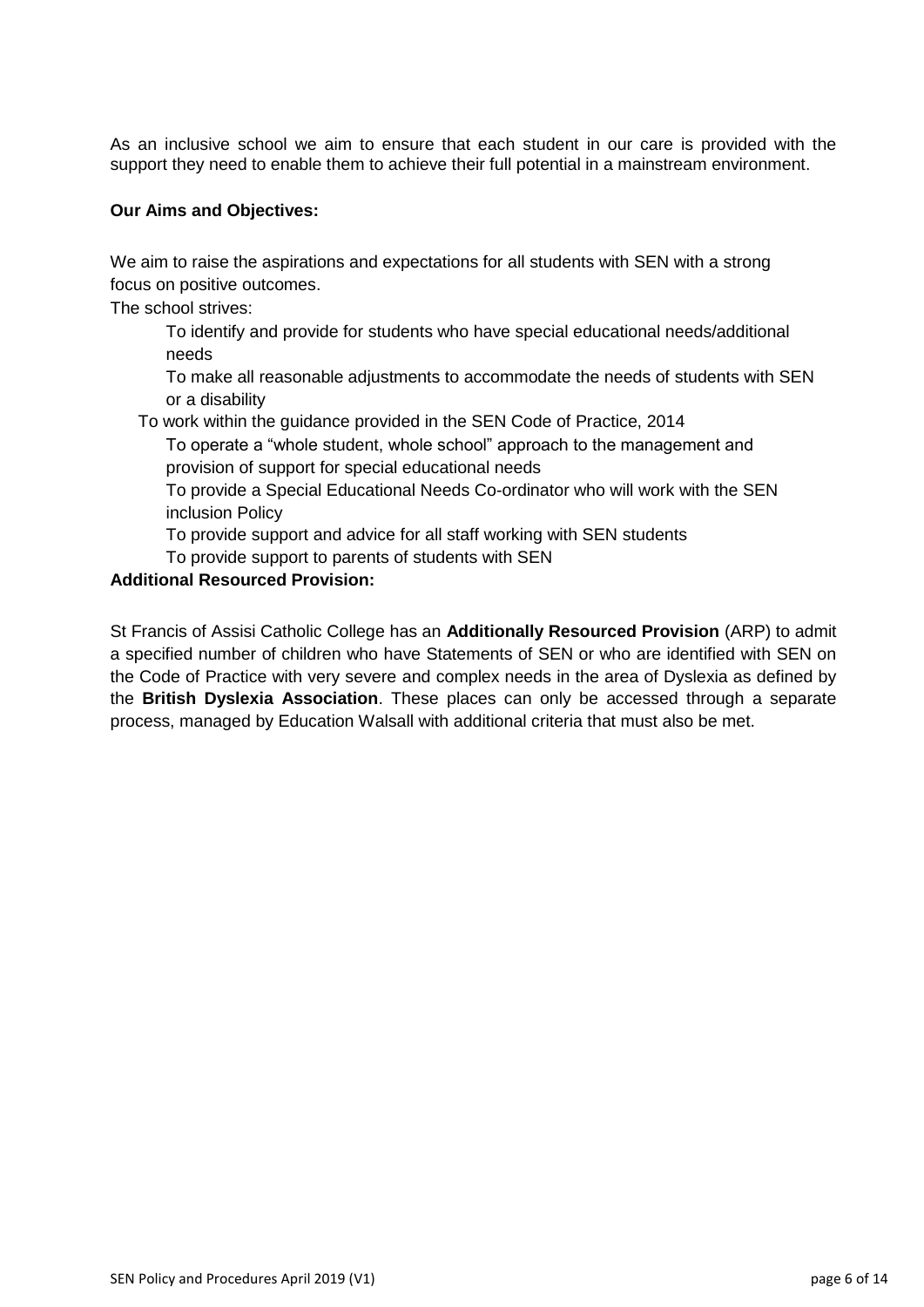As an inclusive school we aim to ensure that each student in our care is provided with the support they need to enable them to achieve their full potential in a mainstream environment.

**Our Aims and Objectives:**

We aim to raise the aspirations and expectations for all students with SEN with a strong focus on positive outcomes.

The school strives:

- To identify and provide for students who have special educational needs/additional needs
- To make all reasonable adjustments to accommodate the needs of students with SEN or a disability
- To work within the guidance provided in the SEN Code of Practice, 2014
- To operate a "whole student, whole school" approach to the management and provision of support for special educational needs
- To provide a Special Educational Needs Co-ordinator who will work with the SEN inclusion Policy
- To provide support and advice for all staff working with SEN students
- To provide support to parents of students with SEN

**Additional Resourced Provision:**

St Francis of Assisi Catholic College has an **Additionally Resourced Provision** (ARP) to admit a specified number of children who have Statements of SEN or who are identified with SEN on the Code of Practice with very severe and complex needs in the area of Dyslexia as defined by the **British Dyslexia Association**. These places can only be accessed through a separate process, managed by Education Walsall with additional criteria that must also be met.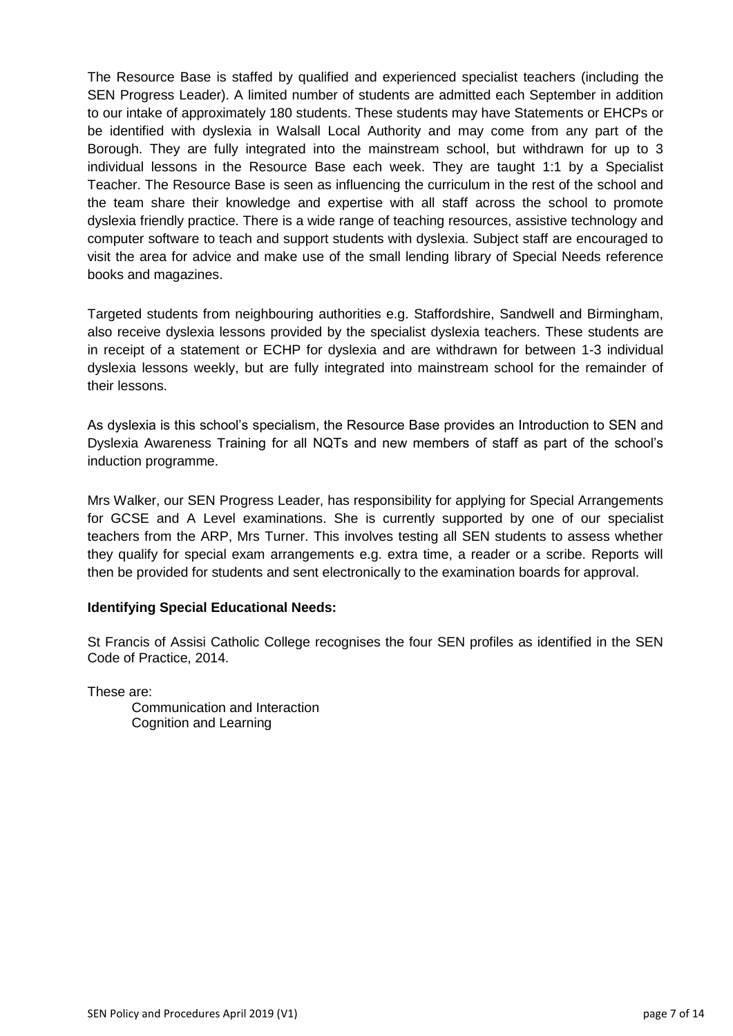The Resource Base is staffed by qualified and experienced specialist teachers (including the SEN Progress Leader). A limited number of students are admitted each September in addition to our intake of approximately 180 students. These students may have Statements or EHCPs or be identified with dyslexia in Walsall Local Authority and may come from any part of the Borough. They are fully integrated into the mainstream school, but withdrawn for up to 3 individual lessons in the Resource Base each week. They are taught 1:1 by a Specialist Teacher. The Resource Base is seen as influencing the curriculum in the rest of the school and the team share their knowledge and expertise with all staff across the school to promote dyslexia friendly practice. There is a wide range of teaching resources, assistive technology and computer software to teach and support students with dyslexia. Subject staff are encouraged to visit the area for advice and make use of the small lending library of Special Needs reference books and magazines.

Targeted students from neighbouring authorities e.g. Staffordshire, Sandwell and Birmingham, also receive dyslexia lessons provided by the specialist dyslexia teachers. These students are in receipt of a statement or ECHP for dyslexia and are withdrawn for between 1-3 individual dyslexia lessons weekly, but are fully integrated into mainstream school for the remainder of their lessons.

As dyslexia is this school's specialism, the Resource Base provides an Introduction to SEN and Dyslexia Awareness Training for all NQTs and new members of staff as part of the school's induction programme.

Mrs Walker, our SEN Progress Leader, has responsibility for applying for Special Arrangements for GCSE and A Level examinations. She is currently supported by one of our specialist teachers from the ARP, Mrs Turner. This involves testing all SEN students to assess whether they qualify for special exam arrangements e.g. extra time, a reader or a scribe. Reports will then be provided for students and sent electronically to the examination boards for approval.

**Identifying Special Educational Needs:**

St Francis of Assisi Catholic College recognises the four SEN profiles as identified in the SEN Code of Practice, 2014.

These are:

- Communication and Interaction
- Cognition and Learning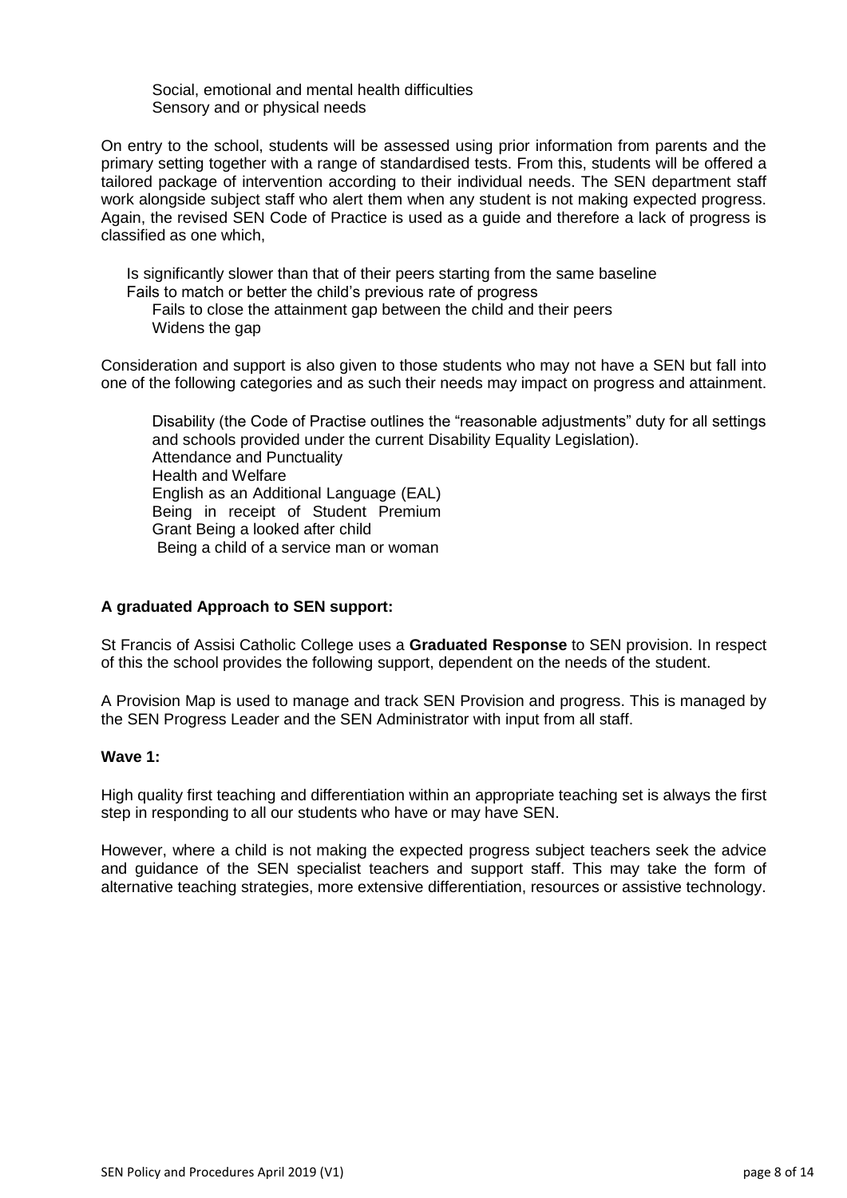- Social, emotional and mental health difficulties
- Sensory and or physical needs

On entry to the school, students will be assessed using prior information from parents and the primary setting together with a range of standardised tests. From this, students will be offered a tailored package of intervention according to their individual needs. The SEN department staff work alongside subject staff who alert them when any student is not making expected progress. Again, the revised SEN Code of Practice is used as a guide and therefore a lack of progress is classified as one which,

- Is significantly slower than that of their peers starting from the same baseline
- Fails to match or better the child's previous rate of progress
- Fails to close the attainment gap between the child and their peers
- Widens the gap

Consideration and support is also given to those students who may not have a SEN but fall into one of the following categories and as such their needs may impact on progress and attainment.

- Disability (the Code of Practise outlines the "reasonable adjustments" duty for all settings and schools provided under the current Disability Equality Legislation).
- Attendance and Punctuality
- Health and Welfare
- English as an Additional Language (EAL)
- Being in receipt of Student Premium Grant
- Being a looked after child
- Being a child of a service man or woman

**A graduated Approach to SEN support:**

St Francis of Assisi Catholic College uses a **Graduated Response** to SEN provision. In respect of this the school provides the following support, dependent on the needs of the student.

A Provision Map is used to manage and track SEN Provision and progress. This is managed by the SEN Progress Leader and the SEN Administrator with input from all staff.

**Wave 1:**

High quality first teaching and differentiation within an appropriate teaching set is always the first step in responding to all our students who have or may have SEN.

However, where a child is not making the expected progress subject teachers seek the advice and guidance of the SEN specialist teachers and support staff. This may take the form of alternative teaching strategies, more extensive differentiation, resources or assistive technology.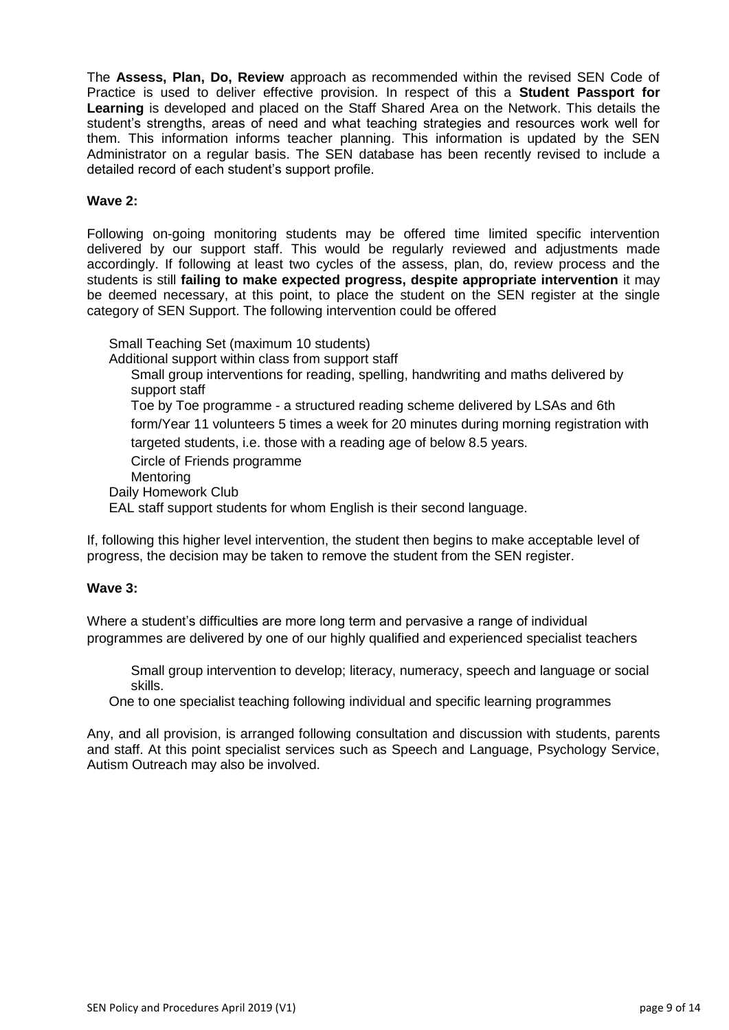The **Assess, Plan, Do, Review** approach as recommended within the revised SEN Code of Practice is used to deliver effective provision. In respect of this a **Student Passport for Learning** is developed and placed on the Staff Shared Area on the Network. This details the student's strengths, areas of need and what teaching strategies and resources work well for them. This information informs teacher planning. This information is updated by the SEN Administrator on a regular basis. The SEN database has been recently revised to include a detailed record of each student's support profile.

**Wave 2:**

Following on-going monitoring students may be offered time limited specific intervention delivered by our support staff. This would be regularly reviewed and adjustments made accordingly. If following at least two cycles of the assess, plan, do, review process and the students is still **failing to make expected progress, despite appropriate intervention** it may be deemed necessary, at this point, to place the student on the SEN register at the single category of SEN Support. The following intervention could be offered

- Small Teaching Set (maximum 10 students)
- Additional support within class from support staff
  - Small group interventions for reading, spelling, handwriting and maths delivered by support staff
  - Toe by Toe programme - a structured reading scheme delivered by LSAs and 6th form/Year 11 volunteers 5 times a week for 20 minutes during morning registration with targeted students, i.e. those with a reading age of below 8.5 years.
  - Circle of Friends programme
  - Mentoring
- Daily Homework Club
- EAL staff support students for whom English is their second language.

If, following this higher level intervention, the student then begins to make acceptable level of progress, the decision may be taken to remove the student from the SEN register.

**Wave 3:**

Where a student's difficulties are more long term and pervasive a range of individual programmes are delivered by one of our highly qualified and experienced specialist teachers

- Small group intervention to develop; literacy, numeracy, speech and language or social skills.
- One to one specialist teaching following individual and specific learning programmes

Any, and all provision, is arranged following consultation and discussion with students, parents and staff. At this point specialist services such as Speech and Language, Psychology Service, Autism Outreach may also be involved.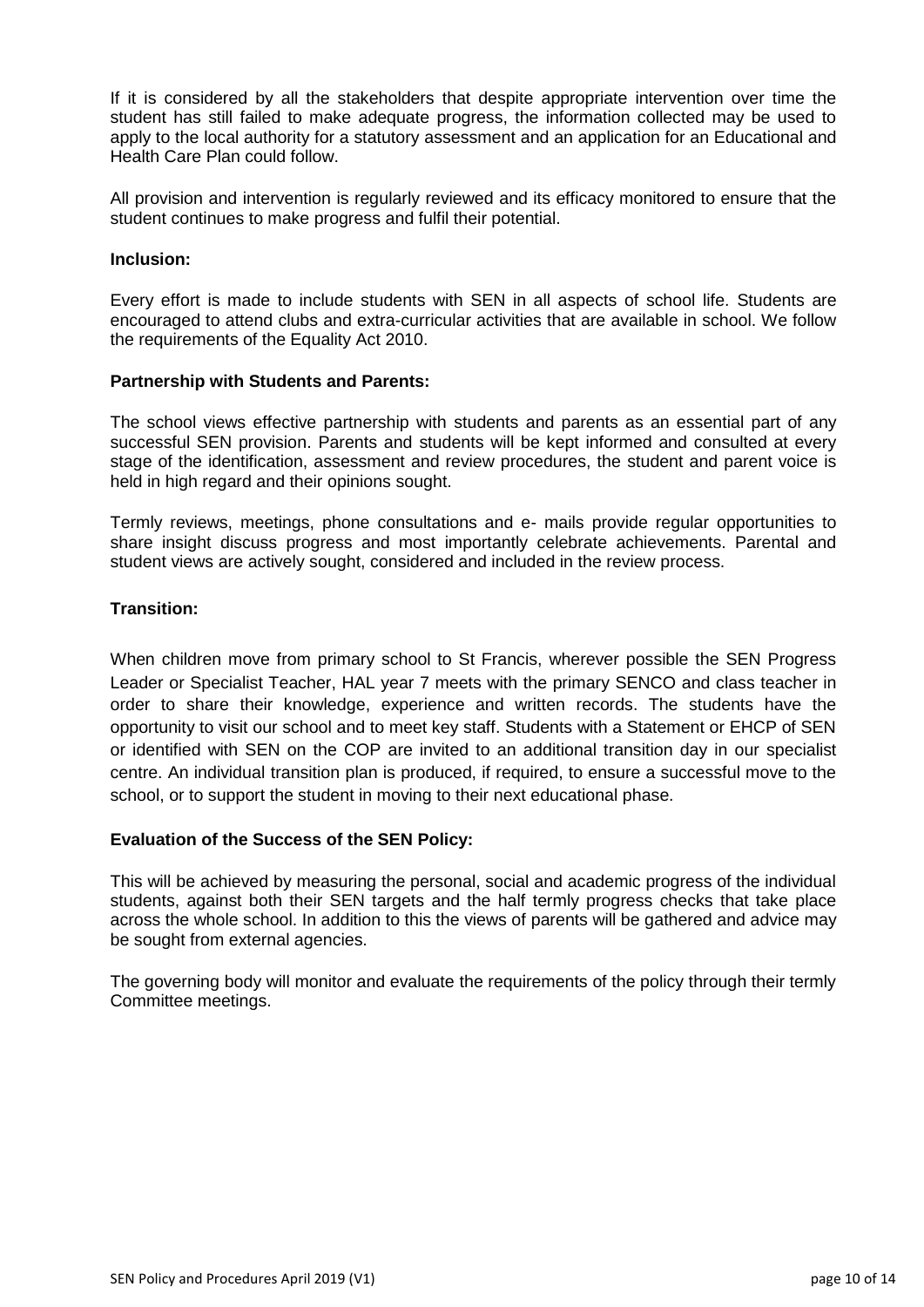If it is considered by all the stakeholders that despite appropriate intervention over time the student has still failed to make adequate progress, the information collected may be used to apply to the local authority for a statutory assessment and an application for an Educational and Health Care Plan could follow.

All provision and intervention is regularly reviewed and its efficacy monitored to ensure that the student continues to make progress and fulfil their potential.

**Inclusion:**

Every effort is made to include students with SEN in all aspects of school life. Students are encouraged to attend clubs and extra-curricular activities that are available in school. We follow the requirements of the Equality Act 2010.

**Partnership with Students and Parents:**

The school views effective partnership with students and parents as an essential part of any successful SEN provision. Parents and students will be kept informed and consulted at every stage of the identification, assessment and review procedures, the student and parent voice is held in high regard and their opinions sought.

Termly reviews, meetings, phone consultations and e- mails provide regular opportunities to share insight discuss progress and most importantly celebrate achievements. Parental and student views are actively sought, considered and included in the review process.

**Transition:**

When children move from primary school to St Francis, wherever possible the SEN Progress Leader or Specialist Teacher, HAL year 7 meets with the primary SENCO and class teacher in order to share their knowledge, experience and written records. The students have the opportunity to visit our school and to meet key staff. Students with a Statement or EHCP of SEN or identified with SEN on the COP are invited to an additional transition day in our specialist centre. An individual transition plan is produced, if required, to ensure a successful move to the school, or to support the student in moving to their next educational phase.

**Evaluation of the Success of the SEN Policy:**

This will be achieved by measuring the personal, social and academic progress of the individual students, against both their SEN targets and the half termly progress checks that take place across the whole school. In addition to this the views of parents will be gathered and advice may be sought from external agencies.

The governing body will monitor and evaluate the requirements of the policy through their termly Committee meetings.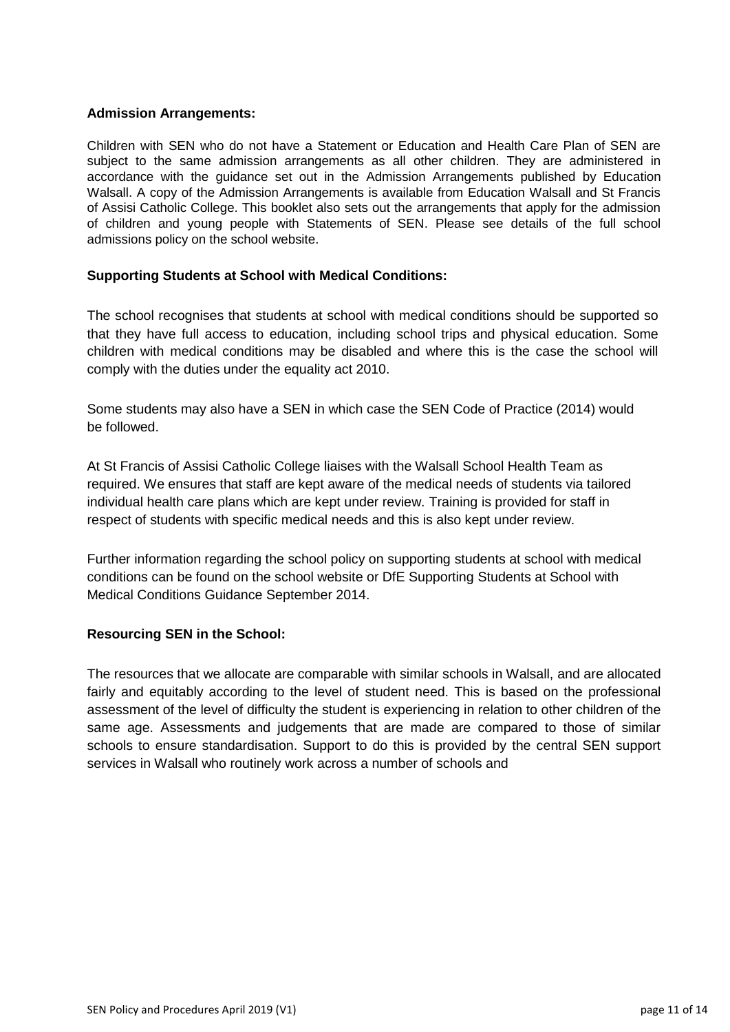**Admission Arrangements:**

Children with SEN who do not have a Statement or Education and Health Care Plan of SEN are subject to the same admission arrangements as all other children. They are administered in accordance with the guidance set out in the Admission Arrangements published by Education Walsall. A copy of the Admission Arrangements is available from Education Walsall and St Francis of Assisi Catholic College. This booklet also sets out the arrangements that apply for the admission of children and young people with Statements of SEN. Please see details of the full school admissions policy on the school website.

**Supporting Students at School with Medical Conditions:**

The school recognises that students at school with medical conditions should be supported so that they have full access to education, including school trips and physical education. Some children with medical conditions may be disabled and where this is the case the school will comply with the duties under the equality act 2010.

Some students may also have a SEN in which case the SEN Code of Practice (2014) would be followed.

At St Francis of Assisi Catholic College liaises with the Walsall School Health Team as required. We ensures that staff are kept aware of the medical needs of students via tailored individual health care plans which are kept under review. Training is provided for staff in respect of students with specific medical needs and this is also kept under review.

Further information regarding the school policy on supporting students at school with medical conditions can be found on the school website or DfE Supporting Students at School with Medical Conditions Guidance September 2014.

**Resourcing SEN in the School:**

The resources that we allocate are comparable with similar schools in Walsall, and are allocated fairly and equitably according to the level of student need. This is based on the professional assessment of the level of difficulty the student is experiencing in relation to other children of the same age. Assessments and judgements that are made are compared to those of similar schools to ensure standardisation. Support to do this is provided by the central SEN support services in Walsall who routinely work across a number of schools and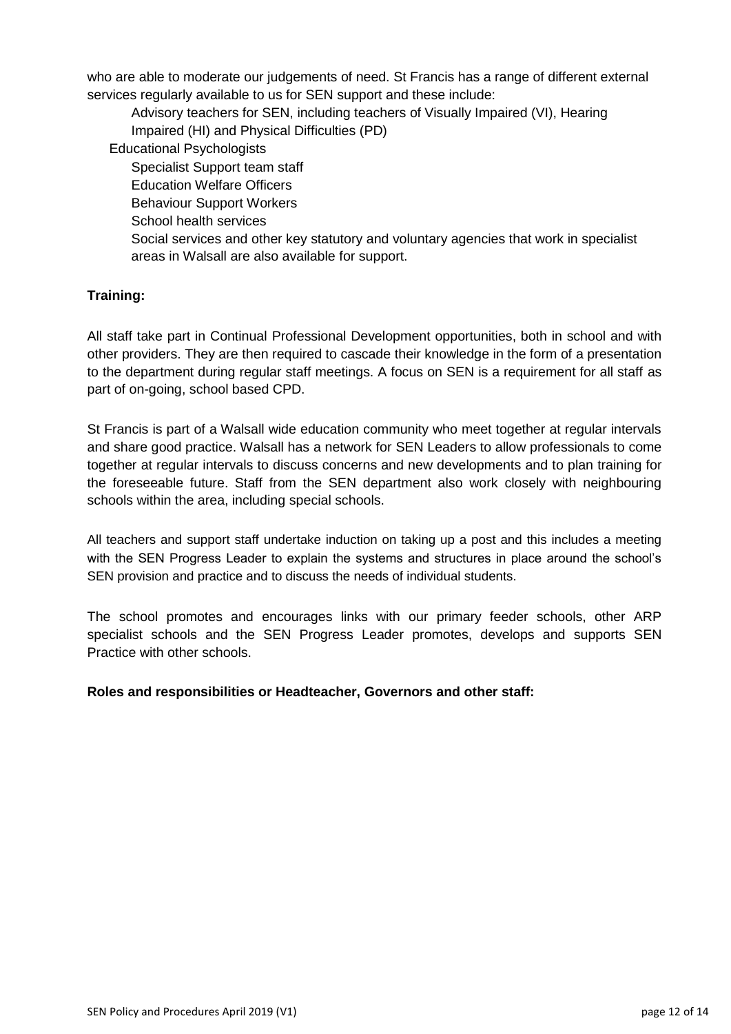who are able to moderate our judgements of need. St Francis has a range of different external services regularly available to us for SEN support and these include:

- Advisory teachers for SEN, including teachers of Visually Impaired (VI), Hearing Impaired (HI) and Physical Difficulties (PD)
- Educational Psychologists
- Specialist Support team staff
- Education Welfare Officers
- Behaviour Support Workers
- School health services
- Social services and other key statutory and voluntary agencies that work in specialist areas in Walsall are also available for support.

**Training:**

All staff take part in Continual Professional Development opportunities, both in school and with other providers. They are then required to cascade their knowledge in the form of a presentation to the department during regular staff meetings. A focus on SEN is a requirement for all staff as part of on-going, school based CPD.

St Francis is part of a Walsall wide education community who meet together at regular intervals and share good practice. Walsall has a network for SEN Leaders to allow professionals to come together at regular intervals to discuss concerns and new developments and to plan training for the foreseeable future. Staff from the SEN department also work closely with neighbouring schools within the area, including special schools.

All teachers and support staff undertake induction on taking up a post and this includes a meeting with the SEN Progress Leader to explain the systems and structures in place around the school's SEN provision and practice and to discuss the needs of individual students.

The school promotes and encourages links with our primary feeder schools, other ARP specialist schools and the SEN Progress Leader promotes, develops and supports SEN Practice with other schools.

**Roles and responsibilities or Headteacher, Governors and other staff:**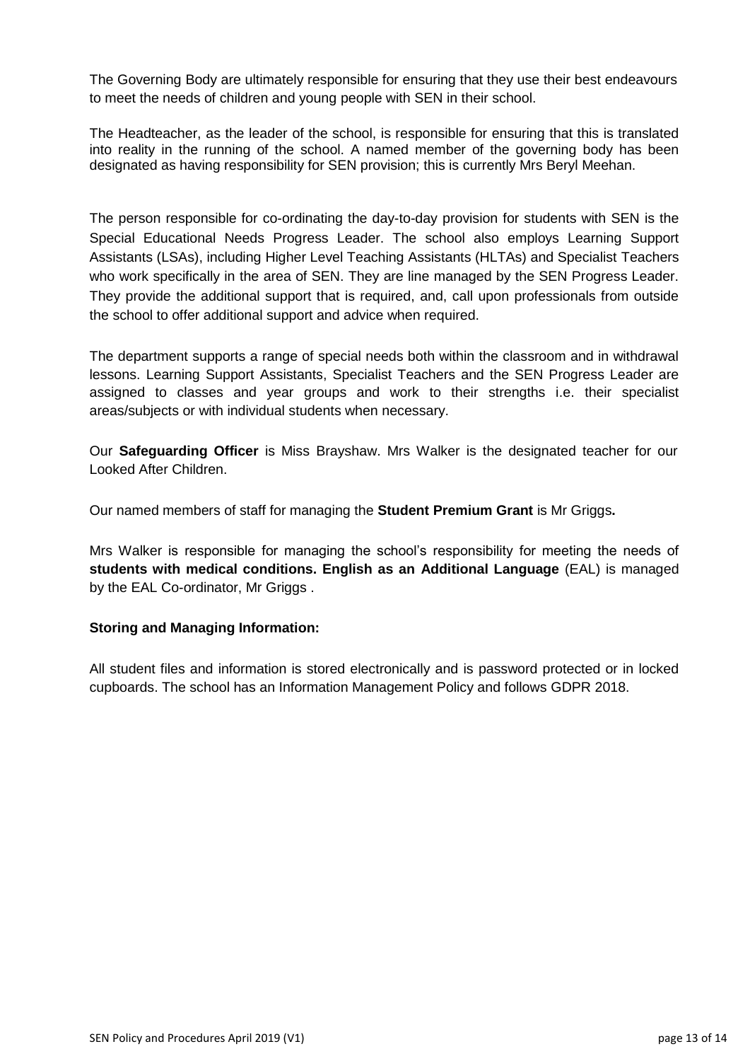The Governing Body are ultimately responsible for ensuring that they use their best endeavours to meet the needs of children and young people with SEN in their school.

The Headteacher, as the leader of the school, is responsible for ensuring that this is translated into reality in the running of the school. A named member of the governing body has been designated as having responsibility for SEN provision; this is currently Mrs Beryl Meehan.

The person responsible for co-ordinating the day-to-day provision for students with SEN is the Special Educational Needs Progress Leader. The school also employs Learning Support Assistants (LSAs), including Higher Level Teaching Assistants (HLTAs) and Specialist Teachers who work specifically in the area of SEN. They are line managed by the SEN Progress Leader. They provide the additional support that is required, and, call upon professionals from outside the school to offer additional support and advice when required.

The department supports a range of special needs both within the classroom and in withdrawal lessons. Learning Support Assistants, Specialist Teachers and the SEN Progress Leader are assigned to classes and year groups and work to their strengths i.e. their specialist areas/subjects or with individual students when necessary.

Our **Safeguarding Officer** is Miss Brayshaw. Mrs Walker is the designated teacher for our Looked After Children.

Our named members of staff for managing the **Student Premium Grant** is Mr Griggs**.**

Mrs Walker is responsible for managing the school's responsibility for meeting the needs of **students with medical conditions. English as an Additional Language** (EAL) is managed by the EAL Co-ordinator, Mr Griggs .

**Storing and Managing Information:**

All student files and information is stored electronically and is password protected or in locked cupboards. The school has an Information Management Policy and follows GDPR 2018.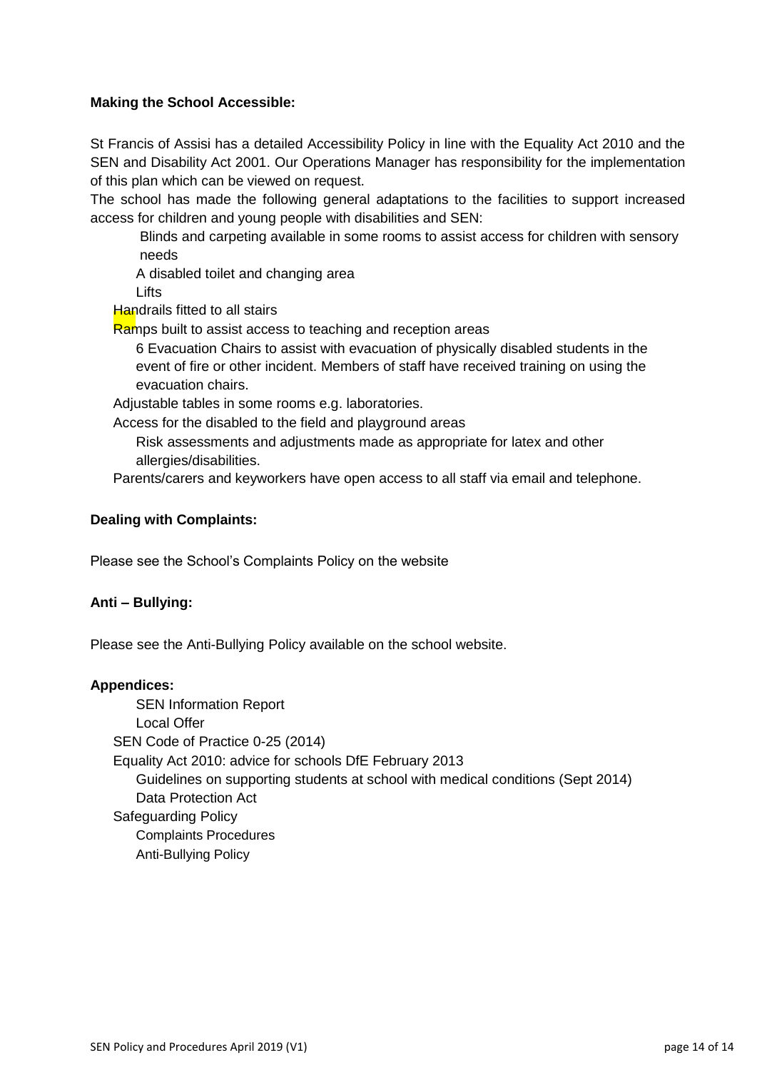**Making the School Accessible:**

St Francis of Assisi has a detailed Accessibility Policy in line with the Equality Act 2010 and the SEN and Disability Act 2001. Our Operations Manager has responsibility for the implementation of this plan which can be viewed on request.

The school has made the following general adaptations to the facilities to support increased access for children and young people with disabilities and SEN:

- Blinds and carpeting available in some rooms to assist access for children with sensory needs
- A disabled toilet and changing area
- Lifts
- Handrails fitted to all stairs
- Ramps built to assist access to teaching and reception areas
- 6 Evacuation Chairs to assist with evacuation of physically disabled students in the event of fire or other incident. Members of staff have received training on using the evacuation chairs.
- Adjustable tables in some rooms e.g. laboratories.
- Access for the disabled to the field and playground areas
- Risk assessments and adjustments made as appropriate for latex and other allergies/disabilities.
- Parents/carers and keyworkers have open access to all staff via email and telephone.

**Dealing with Complaints:**

Please see the School's Complaints Policy on the website

**Anti – Bullying:**

Please see the Anti-Bullying Policy available on the school website.

**Appendices:**

- SEN Information Report
- Local Offer
- SEN Code of Practice 0-25 (2014)
- Equality Act 2010: advice for schools DfE February 2013
- Guidelines on supporting students at school with medical conditions (Sept 2014)
- Data Protection Act
- Safeguarding Policy
- Complaints Procedures
- Anti-Bullying Policy